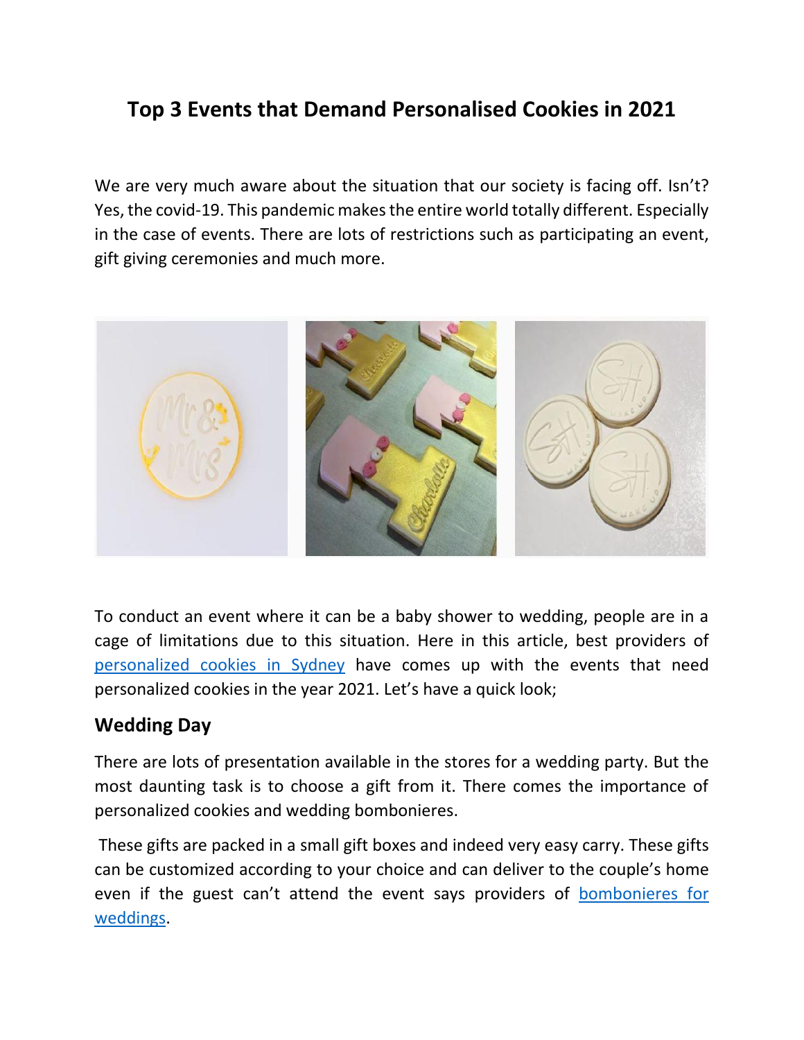# Top 3 Events that Demand Personalised Cookies in 2021

We are very much aware about the situation that our society is facing off. Isn't? Yes, the covid-19. This pandemic makes the entire world totally different. Especially in the case of events. There are lots of restrictions such as participating an event, gift giving ceremonies and much more.

To conduct an event where it can be a baby shower to wedding, people are in a cage of limitations due to this situation. Here in this article, best providers of [personalized cookies in Sydney] have comes up with the events that need personalized cookies in the year 2021. Let's have a quick look;

## Wedding Day

There are lots of presentation available in the stores for a wedding party. But the most daunting task is to choose a gift from it. There comes the importance of personalized cookies and wedding bombonieres.

These gifts are packed in a small gift boxes and indeed very easy carry. These gifts can be customized according to your choice and can deliver to the couple's home even if the guest can't attend the event says providers of [bombonieres for weddings].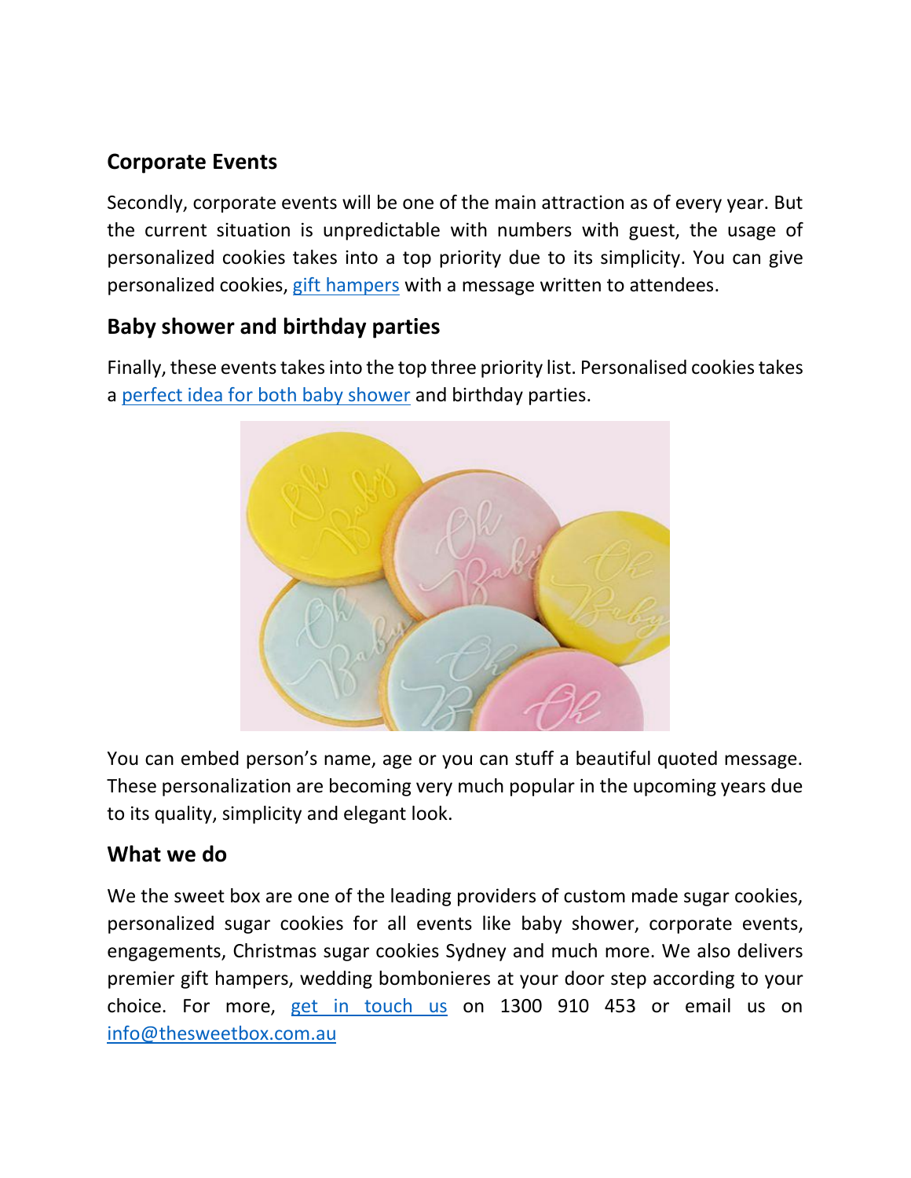## Corporate Events

Secondly, corporate events will be one of the main attraction as of every year. But the current situation is unpredictable with numbers with guest, the usage of personalized cookies takes into a top priority due to its simplicity. You can give personalized cookies, [gift hampers] with a message written to attendees.

## Baby shower and birthday parties

Finally, these events takes into the top three priority list. Personalised cookies takes a [perfect idea for both baby shower] and birthday parties.

You can embed person's name, age or you can stuff a beautiful quoted message. These personalization are becoming very much popular in the upcoming years due to its quality, simplicity and elegant look.

## What we do

We the sweet box are one of the leading providers of custom made sugar cookies, personalized sugar cookies for all events like baby shower, corporate events, engagements, Christmas sugar cookies Sydney and much more. We also delivers premier gift hampers, wedding bombonieres at your door step according to your choice. For more, [get in touch us] on 1300 910 453 or email us on info@thesweetbox.com.au